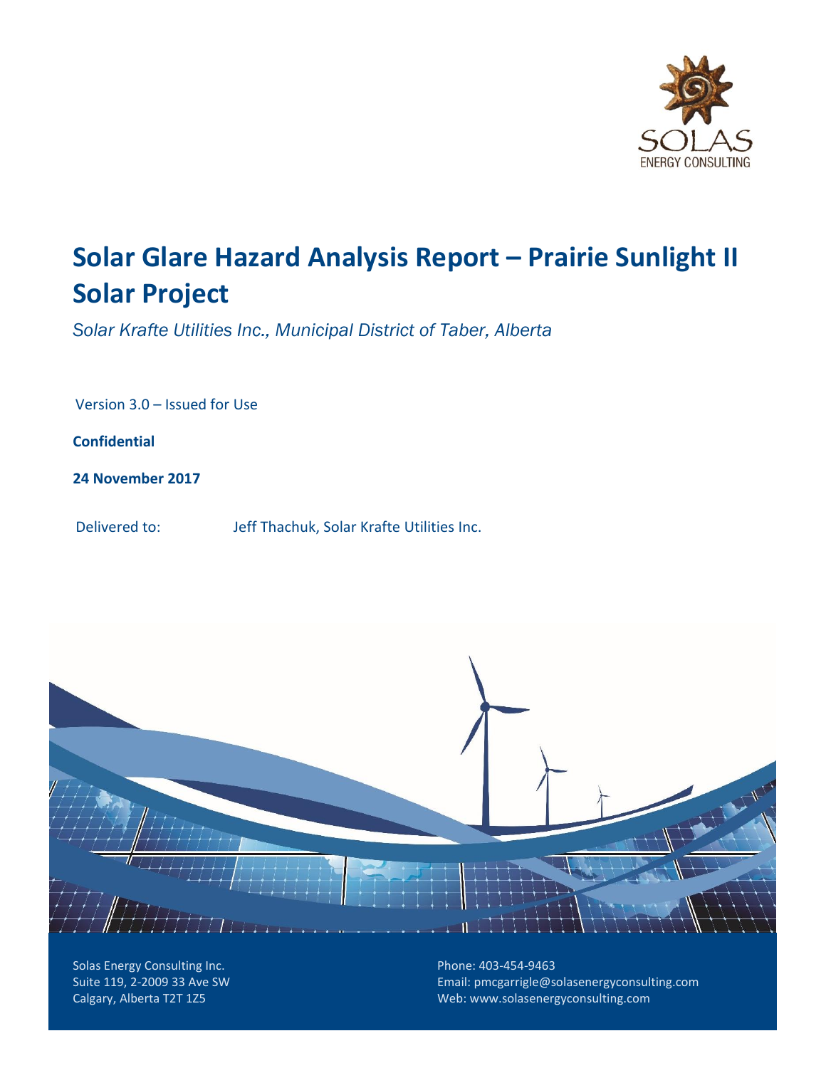SOLAS
ENERGY CONSULTING

# Solar Glare Hazard Analysis Report – Prairie Sunlight II Solar Project

*Solar Krafte Utilities Inc., Municipal District of Taber, Alberta*

Version 3.0 – Issued for Use

**Confidential**

**24 November 2017**

Delivered to: Jeff Thachuk, Solar Krafte Utilities Inc.

Solas Energy Consulting Inc.
Suite 119, 2-2009 33 Ave SW
Calgary, Alberta T2T 1Z5

Phone: 403-454-9463
Email: pmcgarrigle@solasenergyconsulting.com
Web: www.solasenergyconsulting.com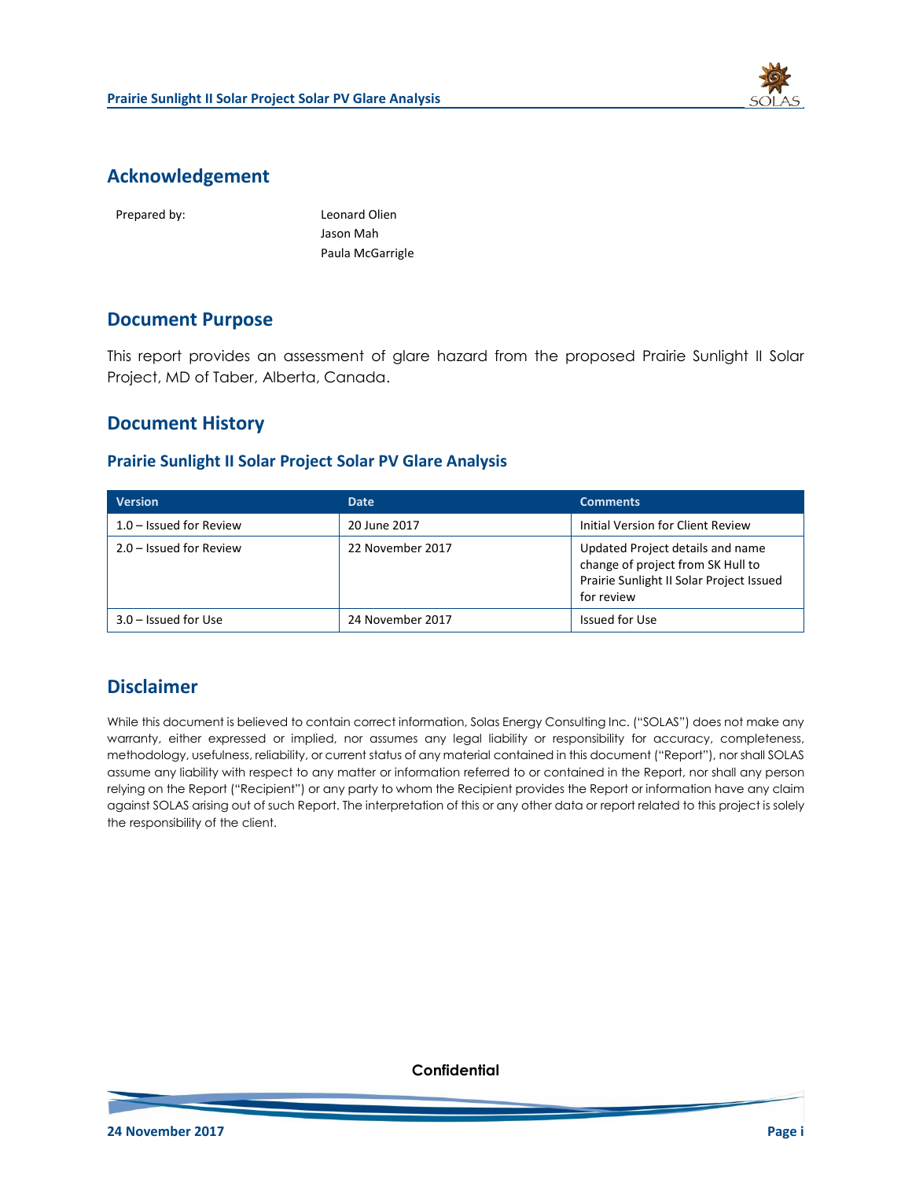## Acknowledgement

| Prepared by: | Leonard Olien<br>Jason Mah<br>Paula McGarrigle |
|---|---|

## Document Purpose

This report provides an assessment of glare hazard from the proposed Prairie Sunlight II Solar Project, MD of Taber, Alberta, Canada.

## Document History

### Prairie Sunlight II Solar Project Solar PV Glare Analysis

| Version | Date | Comments |
|---|---|---|
| 1.0 – Issued for Review | 20 June 2017 | Initial Version for Client Review |
| 2.0 – Issued for Review | 22 November 2017 | Updated Project details and name change of project from SK Hull to Prairie Sunlight II Solar Project Issued for review |
| 3.0 – Issued for Use | 24 November 2017 | Issued for Use |

## Disclaimer

While this document is believed to contain correct information, Solas Energy Consulting Inc. ("SOLAS") does not make any warranty, either expressed or implied, nor assumes any legal liability or responsibility for accuracy, completeness, methodology, usefulness, reliability, or current status of any material contained in this document ("Report"), nor shall SOLAS assume any liability with respect to any matter or information referred to or contained in the Report, nor shall any person relying on the Report ("Recipient") or any party to whom the Recipient provides the Report or information have any claim against SOLAS arising out of such Report. The interpretation of this or any other data or report related to this project is solely the responsibility of the client.

Confidential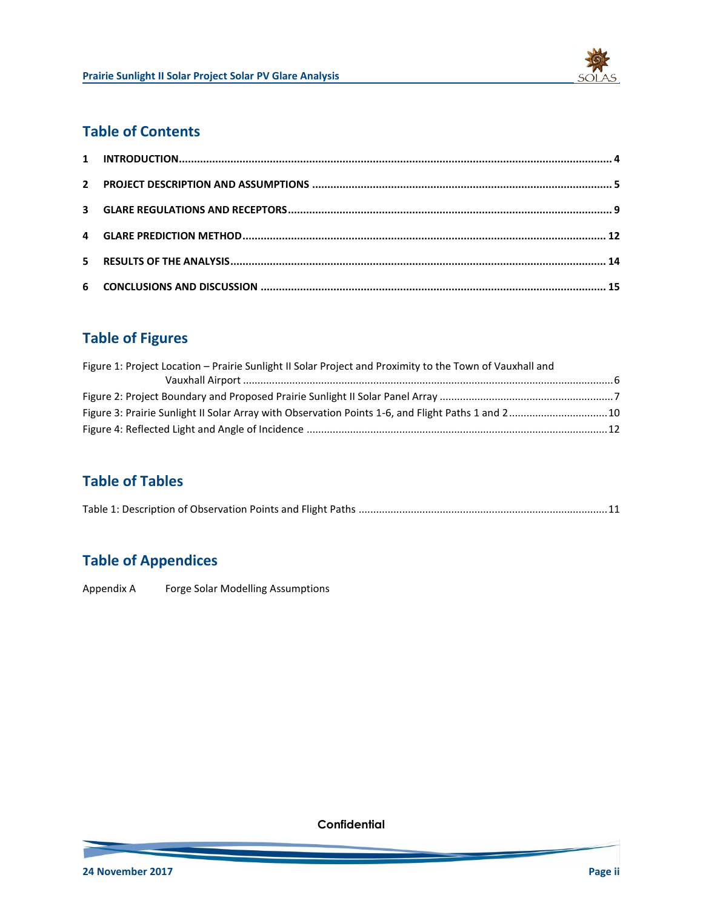## Table of Contents

1 INTRODUCTION ........................................................................ 4

2 PROJECT DESCRIPTION AND ASSUMPTIONS ................................................. 5

3 GLARE REGULATIONS AND RECEPTORS ....................................................... 9

4 GLARE PREDICTION METHOD ............................................................... 12

5 RESULTS OF THE ANALYSIS ................................................................ 14

6 CONCLUSIONS AND DISCUSSION ........................................................... 15

## Table of Figures

Figure 1: Project Location – Prairie Sunlight II Solar Project and Proximity to the Town of Vauxhall and Vauxhall Airport ........................................................................ 6

Figure 2: Project Boundary and Proposed Prairie Sunlight II Solar Panel Array ........................ 7

Figure 3: Prairie Sunlight II Solar Array with Observation Points 1-6, and Flight Paths 1 and 2 ........ 10

Figure 4: Reflected Light and Angle of Incidence ........................................................ 12

## Table of Tables

Table 1: Description of Observation Points and Flight Paths ............................................ 11

## Table of Appendices

Appendix A Forge Solar Modelling Assumptions

Confidential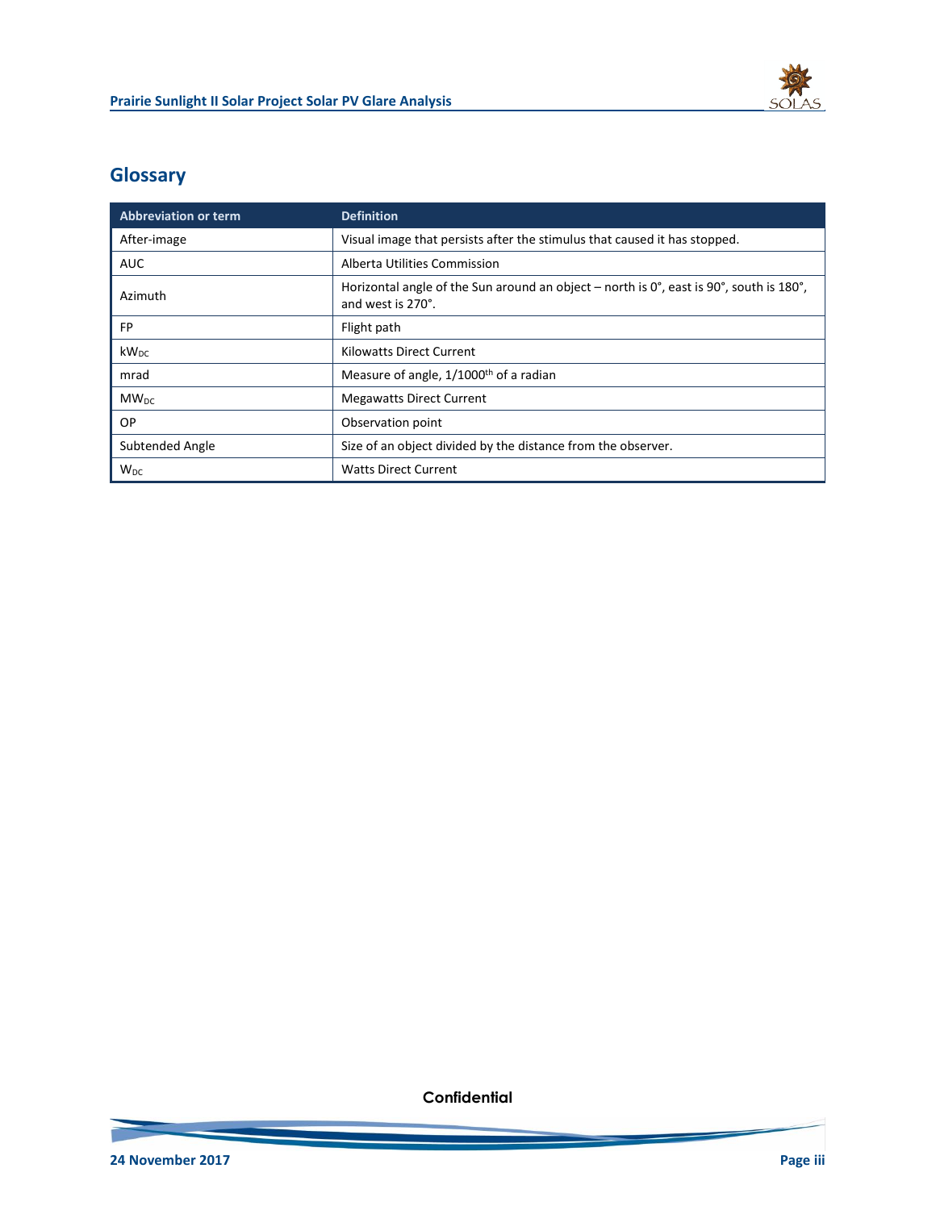## Glossary

| Abbreviation or term | Definition |
| --- | --- |
| After-image | Visual image that persists after the stimulus that caused it has stopped. |
| AUC | Alberta Utilities Commission |
| Azimuth | Horizontal angle of the Sun around an object – north is 0°, east is 90°, south is 180°, and west is 270°. |
| FP | Flight path |
| $kW_{DC}$ | Kilowatts Direct Current |
| mrad | Measure of angle, 1/1000th of a radian |
| $MW_{DC}$ | Megawatts Direct Current |
| OP | Observation point |
| Subtended Angle | Size of an object divided by the distance from the observer. |
| $W_{DC}$ | Watts Direct Current |

Confidential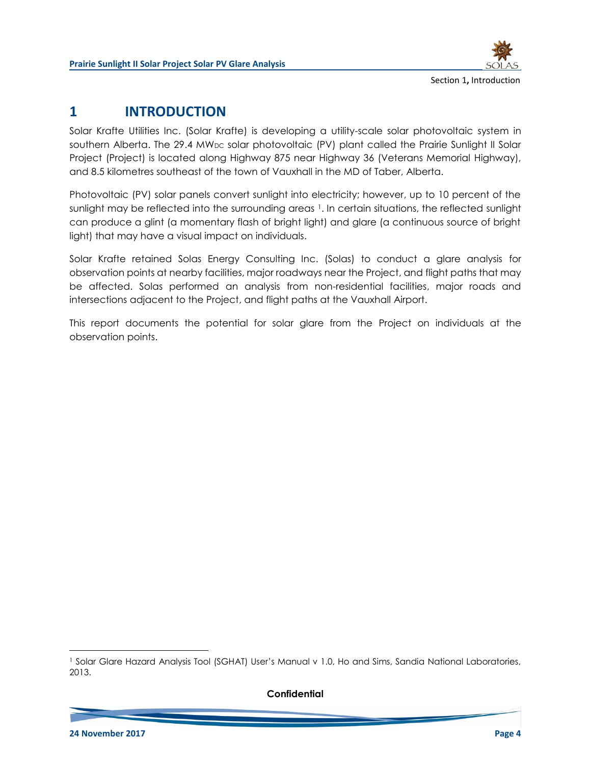# 1 INTRODUCTION

Solar Krafte Utilities Inc. (Solar Krafte) is developing a utility-scale solar photovoltaic system in southern Alberta. The 29.4 $MW_{DC}$ solar photovoltaic (PV) plant called the Prairie Sunlight II Solar Project (Project) is located along Highway 875 near Highway 36 (Veterans Memorial Highway), and 8.5 kilometres southeast of the town of Vauxhall in the MD of Taber, Alberta.

Photovoltaic (PV) solar panels convert sunlight into electricity; however, up to 10 percent of the sunlight may be reflected into the surrounding areas [1]. In certain situations, the reflected sunlight can produce a glint (a momentary flash of bright light) and glare (a continuous source of bright light) that may have a visual impact on individuals.

Solar Krafte retained Solas Energy Consulting Inc. (Solas) to conduct a glare analysis for observation points at nearby facilities, major roadways near the Project, and flight paths that may be affected. Solas performed an analysis from non-residential facilities, major roads and intersections adjacent to the Project, and flight paths at the Vauxhall Airport.

This report documents the potential for solar glare from the Project on individuals at the observation points.

---

[1] Solar Glare Hazard Analysis Tool (SGHAT) User's Manual v 1.0, Ho and Sims, Sandia National Laboratories, 2013.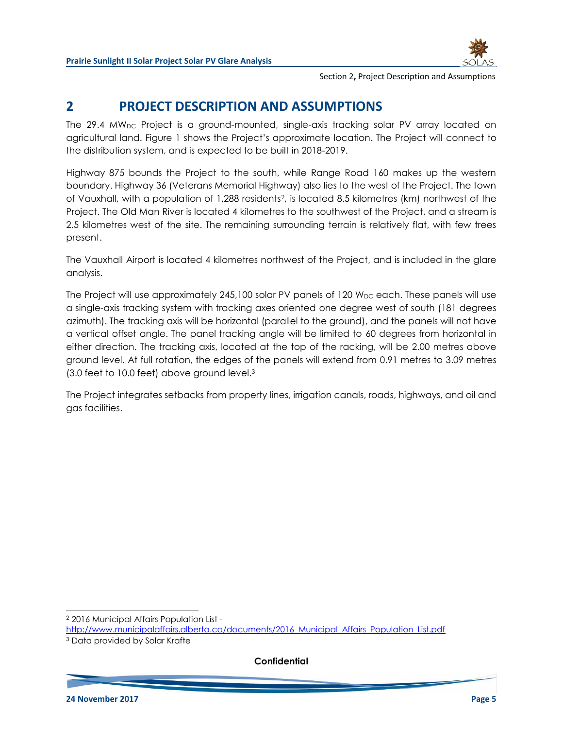# 2 PROJECT DESCRIPTION AND ASSUMPTIONS

The 29.4 $MW_{DC}$ Project is a ground-mounted, single-axis tracking solar PV array located on agricultural land. Figure 1 shows the Project's approximate location. The Project will connect to the distribution system, and is expected to be built in 2018-2019.

Highway 875 bounds the Project to the south, while Range Road 160 makes up the western boundary. Highway 36 (Veterans Memorial Highway) also lies to the west of the Project. The town of Vauxhall, with a population of 1,288 residents[2], is located 8.5 kilometres (km) northwest of the Project. The Old Man River is located 4 kilometres to the southwest of the Project, and a stream is 2.5 kilometres west of the site. The remaining surrounding terrain is relatively flat, with few trees present.

The Vauxhall Airport is located 4 kilometres northwest of the Project, and is included in the glare analysis.

The Project will use approximately 245,100 solar PV panels of 120 $W_{DC}$ each. These panels will use a single-axis tracking system with tracking axes oriented one degree west of south (181 degrees azimuth). The tracking axis will be horizontal (parallel to the ground), and the panels will not have a vertical offset angle. The panel tracking angle will be limited to 60 degrees from horizontal in either direction. The tracking axis, located at the top of the racking, will be 2.00 metres above ground level. At full rotation, the edges of the panels will extend from 0.91 metres to 3.09 metres (3.0 feet to 10.0 feet) above ground level.[3]

The Project integrates setbacks from property lines, irrigation canals, roads, highways, and oil and gas facilities.

---

[2] 2016 Municipal Affairs Population List - http://www.municipalaffairs.alberta.ca/documents/2016_Municipal_Affairs_Population_List.pdf

[3] Data provided by Solar Krafte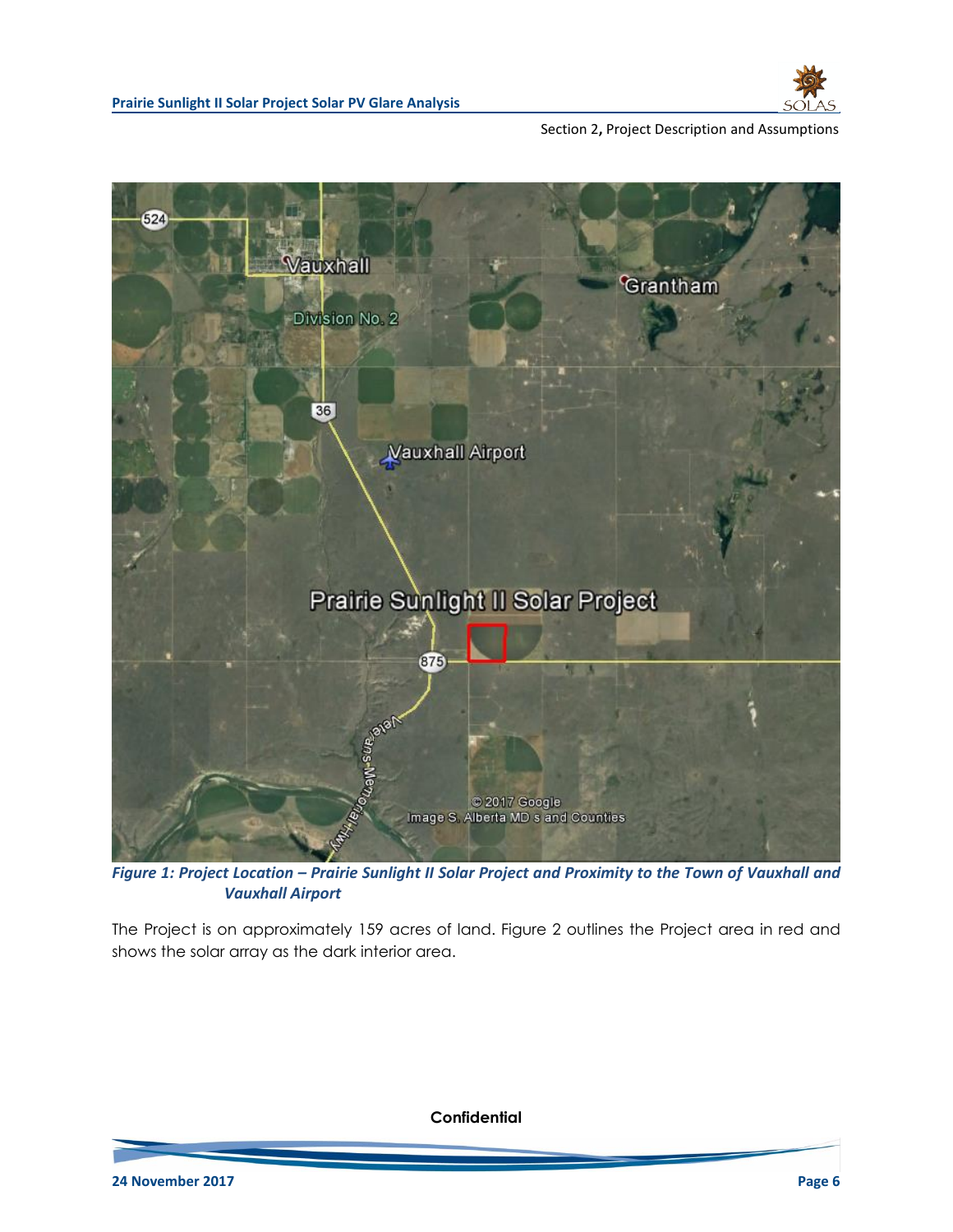*Figure 1: Project Location – Prairie Sunlight II Solar Project and Proximity to the Town of Vauxhall and Vauxhall Airport*

The Project is on approximately 159 acres of land. Figure 2 outlines the Project area in red and shows the solar array as the dark interior area.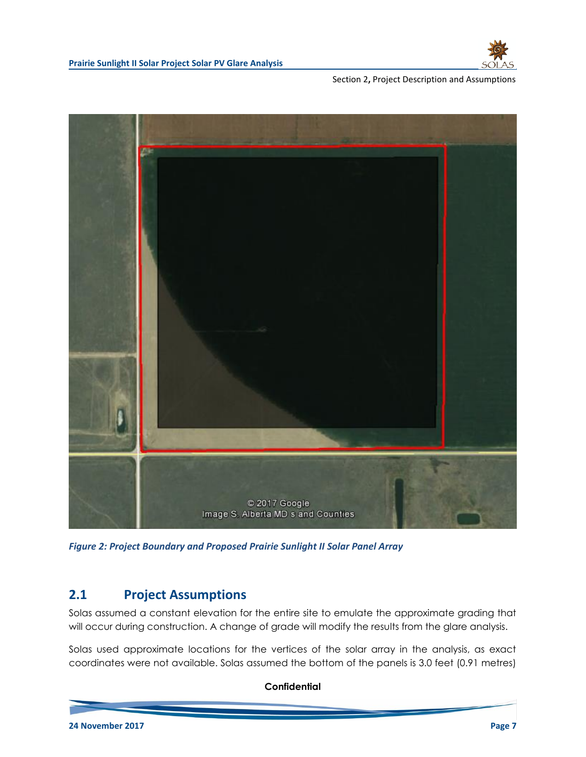*Figure 2: Project Boundary and Proposed Prairie Sunlight II Solar Panel Array*

## 2.1 Project Assumptions

Solas assumed a constant elevation for the entire site to emulate the approximate grading that will occur during construction. A change of grade will modify the results from the glare analysis.

Solas used approximate locations for the vertices of the solar array in the analysis, as exact coordinates were not available. Solas assumed the bottom of the panels is 3.0 feet (0.91 metres)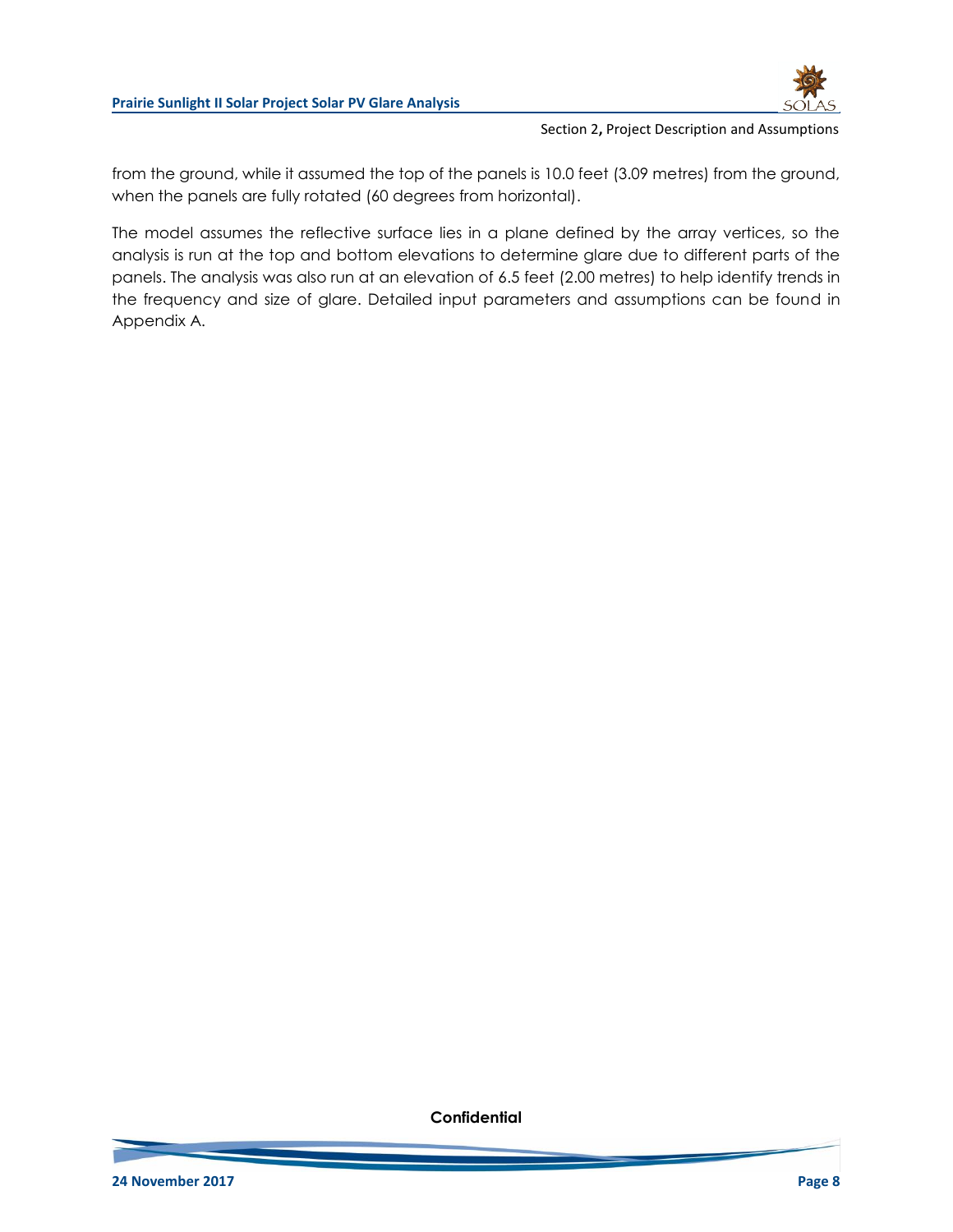from the ground, while it assumed the top of the panels is 10.0 feet (3.09 metres) from the ground, when the panels are fully rotated (60 degrees from horizontal).

The model assumes the reflective surface lies in a plane defined by the array vertices, so the analysis is run at the top and bottom elevations to determine glare due to different parts of the panels. The analysis was also run at an elevation of 6.5 feet (2.00 metres) to help identify trends in the frequency and size of glare. Detailed input parameters and assumptions can be found in Appendix A.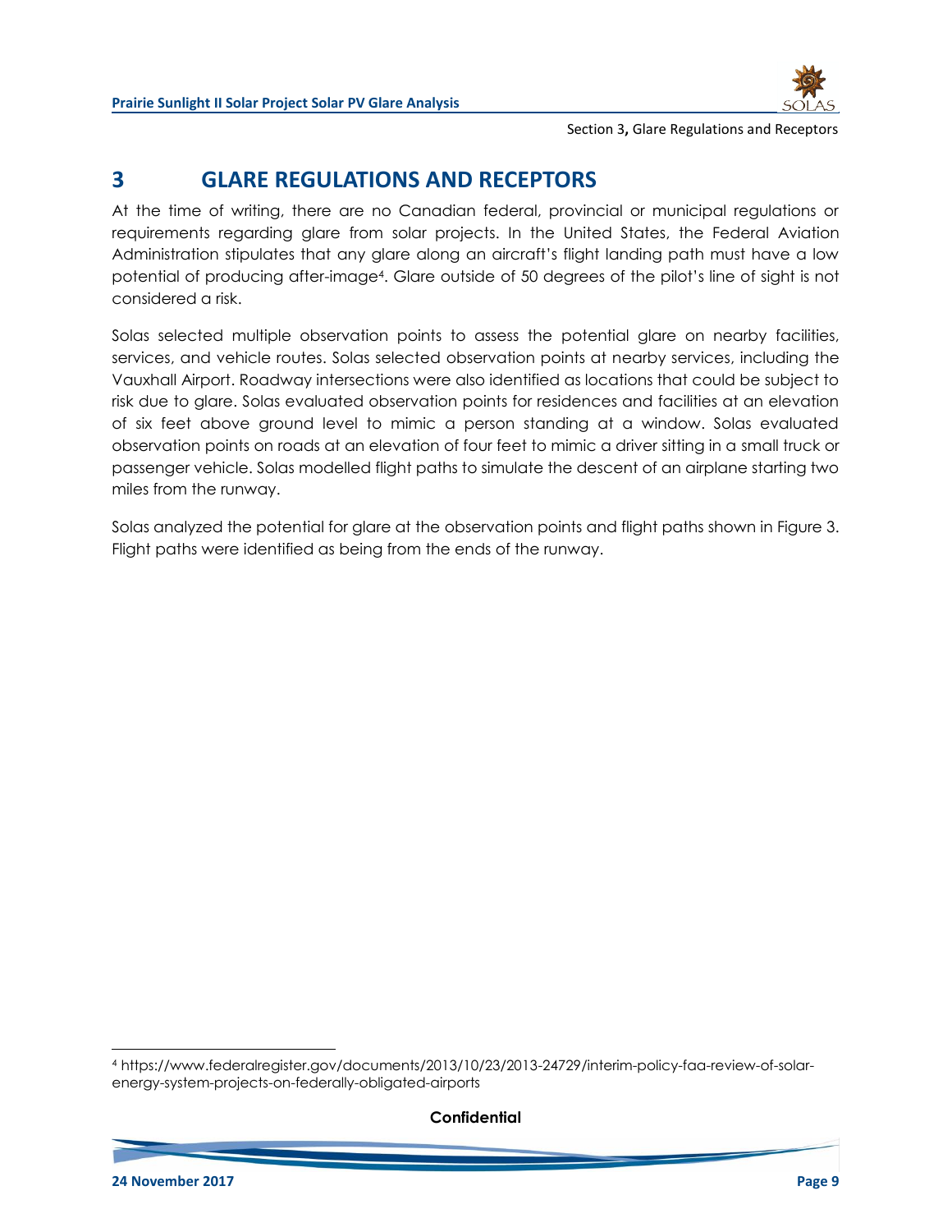# 3 GLARE REGULATIONS AND RECEPTORS

At the time of writing, there are no Canadian federal, provincial or municipal regulations or requirements regarding glare from solar projects. In the United States, the Federal Aviation Administration stipulates that any glare along an aircraft's flight landing path must have a low potential of producing after-image[4]. Glare outside of 50 degrees of the pilot's line of sight is not considered a risk.

Solas selected multiple observation points to assess the potential glare on nearby facilities, services, and vehicle routes. Solas selected observation points at nearby services, including the Vauxhall Airport. Roadway intersections were also identified as locations that could be subject to risk due to glare. Solas evaluated observation points for residences and facilities at an elevation of six feet above ground level to mimic a person standing at a window. Solas evaluated observation points on roads at an elevation of four feet to mimic a driver sitting in a small truck or passenger vehicle. Solas modelled flight paths to simulate the descent of an airplane starting two miles from the runway.

Solas analyzed the potential for glare at the observation points and flight paths shown in Figure 3. Flight paths were identified as being from the ends of the runway.

[4] https://www.federalregister.gov/documents/2013/10/23/2013-24729/interim-policy-faa-review-of-solar-energy-system-projects-on-federally-obligated-airports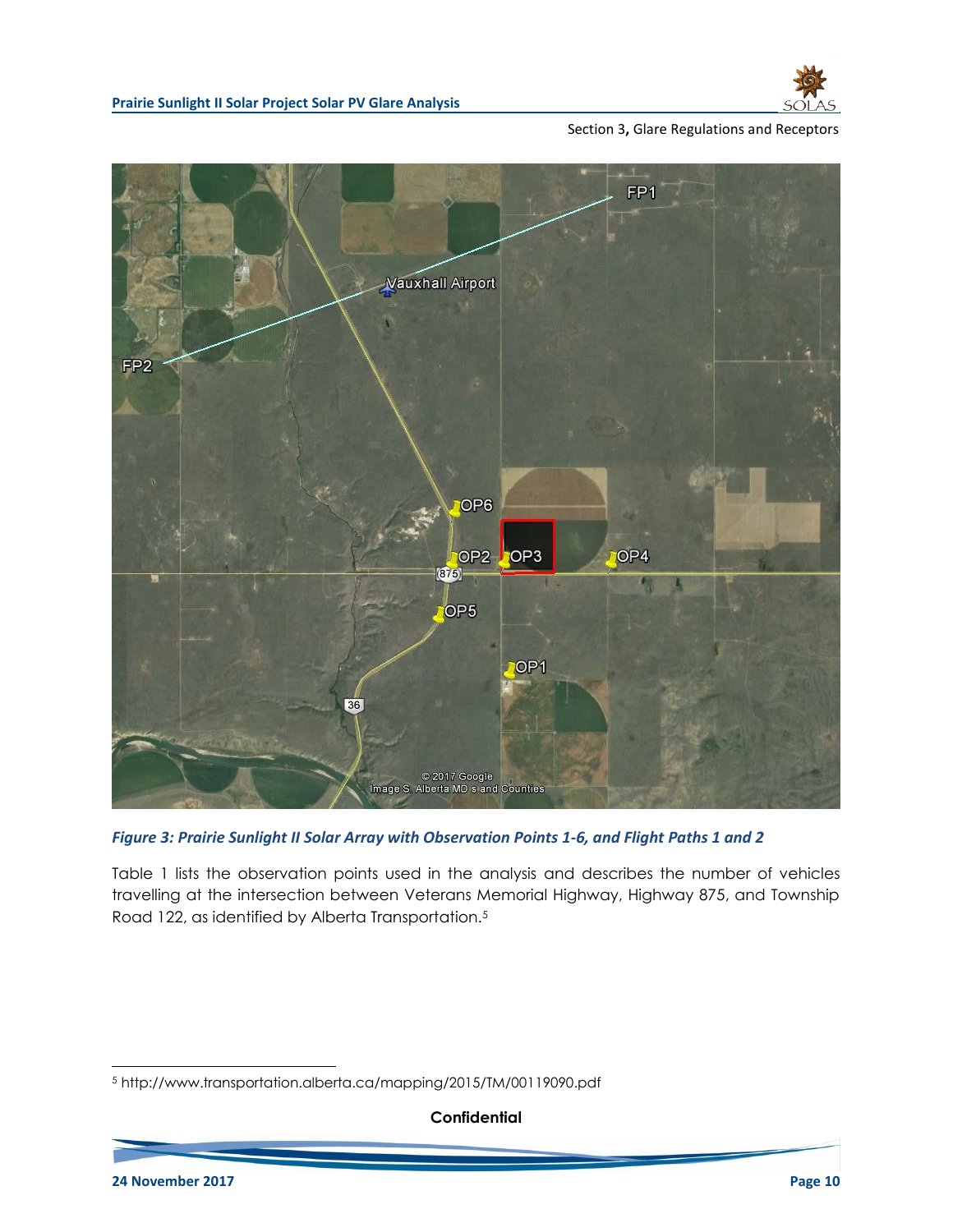*Figure 3: Prairie Sunlight II Solar Array with Observation Points 1-6, and Flight Paths 1 and 2*

Table 1 lists the observation points used in the analysis and describes the number of vehicles travelling at the intersection between Veterans Memorial Highway, Highway 875, and Township Road 122, as identified by Alberta Transportation.[5]

[5] http://www.transportation.alberta.ca/mapping/2015/TM/00119090.pdf

**Confidential**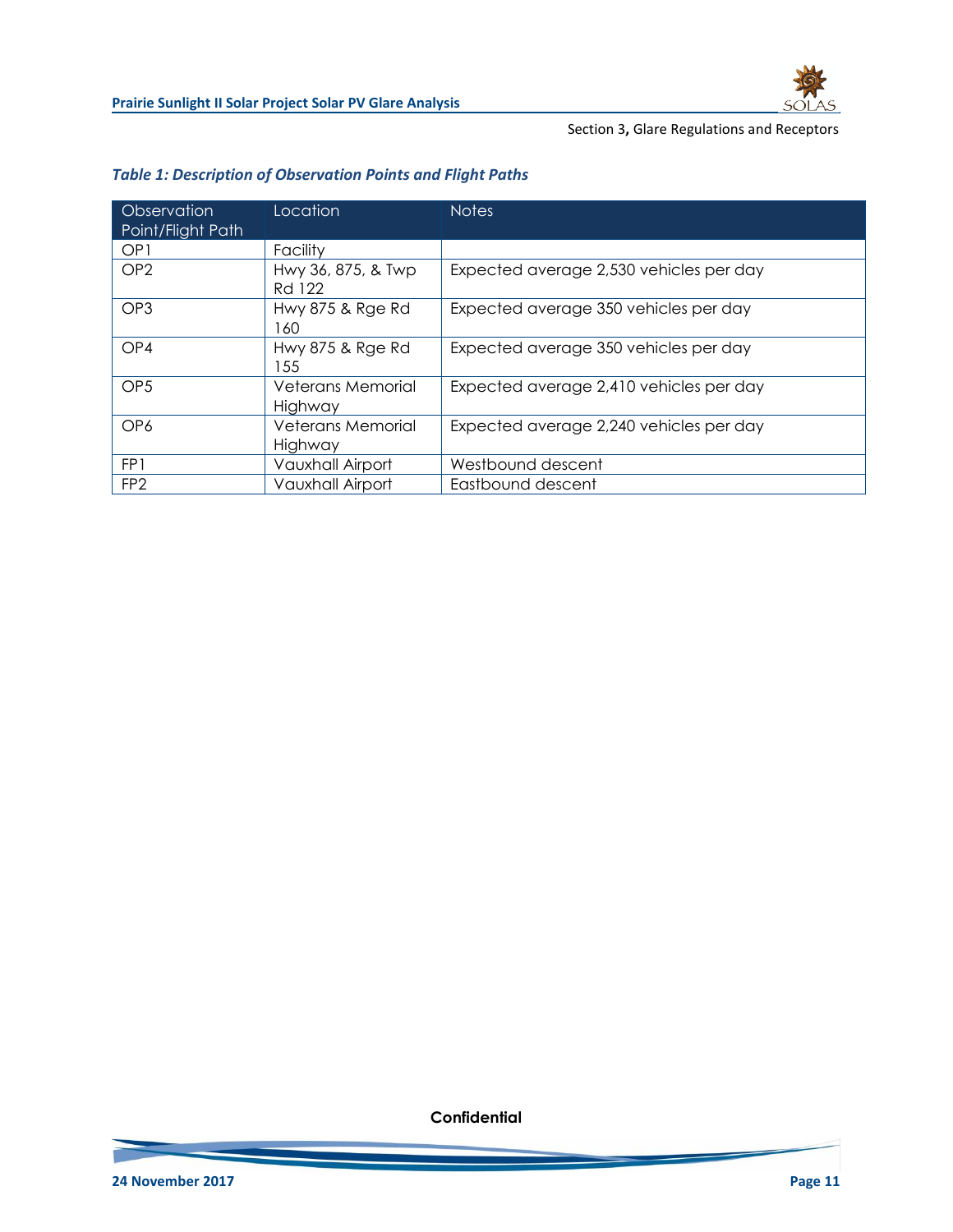*Table 1: Description of Observation Points and Flight Paths*

| Observation Point/Flight Path | Location | Notes |
|---|---|---|
| OP1 | Facility | |
| OP2 | Hwy 36, 875, & Twp Rd 122 | Expected average 2,530 vehicles per day |
| OP3 | Hwy 875 & Rge Rd 160 | Expected average 350 vehicles per day |
| OP4 | Hwy 875 & Rge Rd 155 | Expected average 350 vehicles per day |
| OP5 | Veterans Memorial Highway | Expected average 2,410 vehicles per day |
| OP6 | Veterans Memorial Highway | Expected average 2,240 vehicles per day |
| FP1 | Vauxhall Airport | Westbound descent |
| FP2 | Vauxhall Airport | Eastbound descent |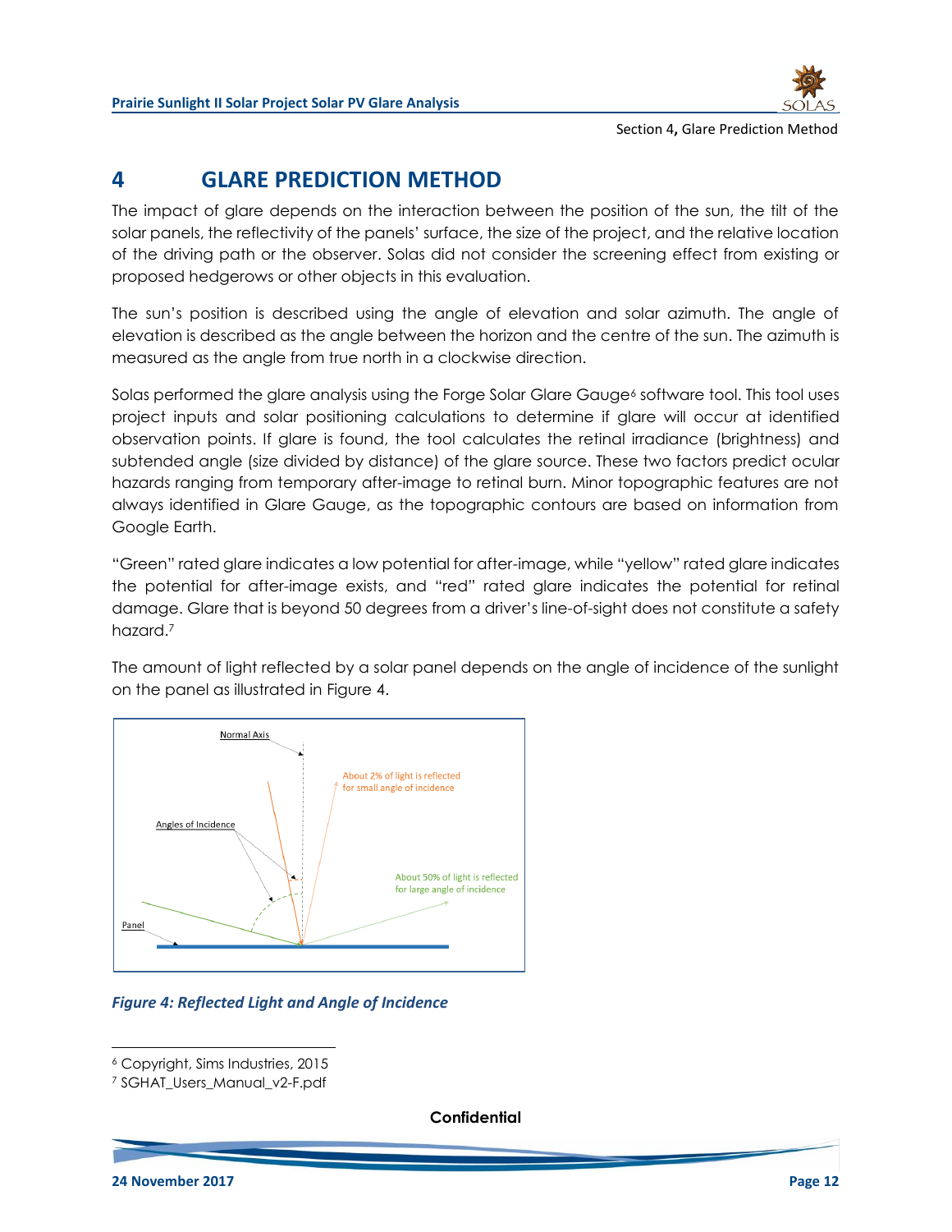# 4 GLARE PREDICTION METHOD

The impact of glare depends on the interaction between the position of the sun, the tilt of the solar panels, the reflectivity of the panels' surface, the size of the project, and the relative location of the driving path or the observer. Solas did not consider the screening effect from existing or proposed hedgerows or other objects in this evaluation.

The sun's position is described using the angle of elevation and solar azimuth. The angle of elevation is described as the angle between the horizon and the centre of the sun. The azimuth is measured as the angle from true north in a clockwise direction.

Solas performed the glare analysis using the Forge Solar Glare Gauge[6] software tool. This tool uses project inputs and solar positioning calculations to determine if glare will occur at identified observation points. If glare is found, the tool calculates the retinal irradiance (brightness) and subtended angle (size divided by distance) of the glare source. These two factors predict ocular hazards ranging from temporary after-image to retinal burn. Minor topographic features are not always identified in Glare Gauge, as the topographic contours are based on information from Google Earth.

"Green" rated glare indicates a low potential for after-image, while "yellow" rated glare indicates the potential for after-image exists, and "red" rated glare indicates the potential for retinal damage. Glare that is beyond 50 degrees from a driver's line-of-sight does not constitute a safety hazard.[7]

The amount of light reflected by a solar panel depends on the angle of incidence of the sunlight on the panel as illustrated in Figure 4.

Normal Axis

Angles of Incidence

About 2% of light is reflected for small angle of incidence

About 50% of light is reflected for large angle of incidence

Panel

*Figure 4: Reflected Light and Angle of Incidence*

---

[6] Copyright, Sims Industries, 2015

[7] SGHAT_Users_Manual_v2-F.pdf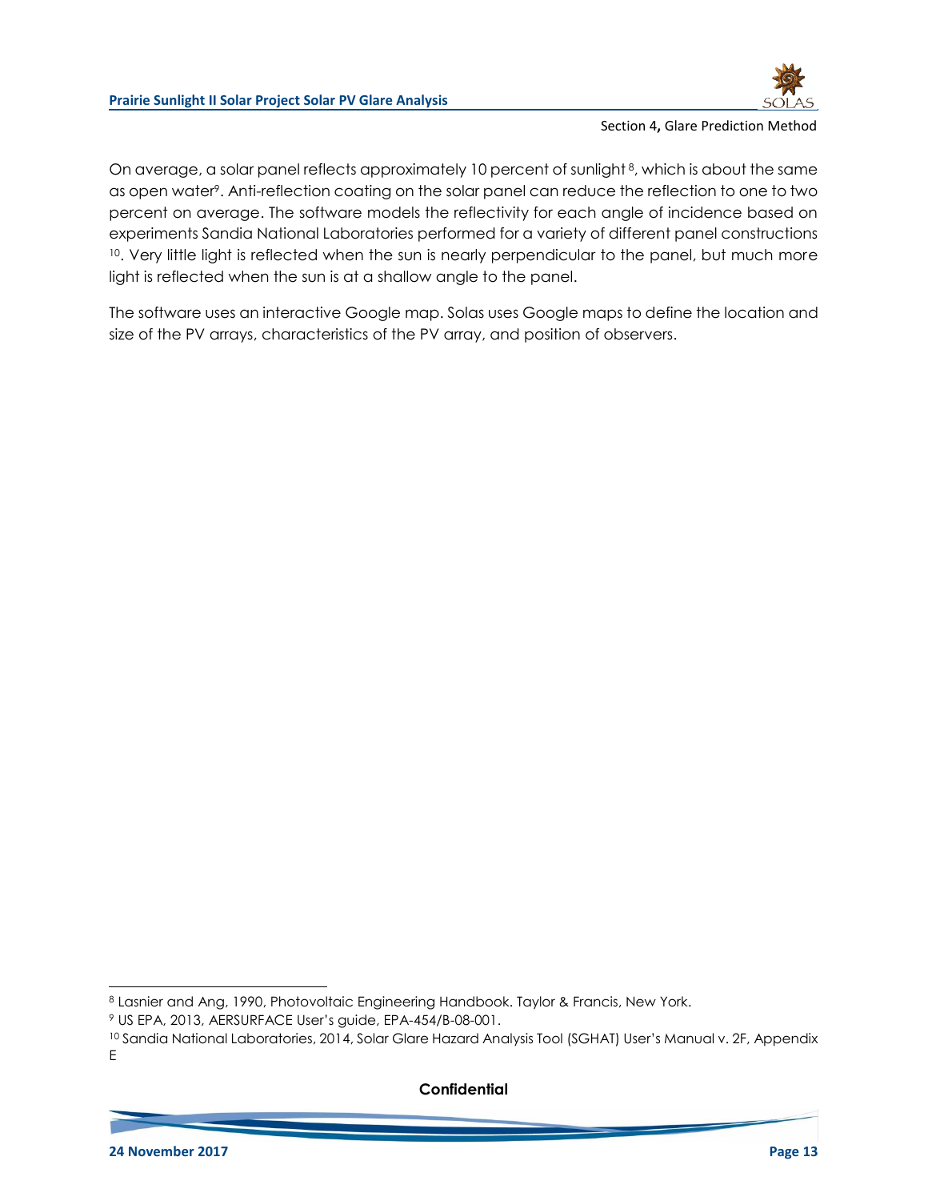On average, a solar panel reflects approximately 10 percent of sunlight [8], which is about the same as open water[9]. Anti-reflection coating on the solar panel can reduce the reflection to one to two percent on average. The software models the reflectivity for each angle of incidence based on experiments Sandia National Laboratories performed for a variety of different panel constructions [10]. Very little light is reflected when the sun is nearly perpendicular to the panel, but much more light is reflected when the sun is at a shallow angle to the panel.

The software uses an interactive Google map. Solas uses Google maps to define the location and size of the PV arrays, characteristics of the PV array, and position of observers.

---

[8] Lasnier and Ang, 1990, Photovoltaic Engineering Handbook. Taylor & Francis, New York.

[9] US EPA, 2013, AERSURFACE User's guide, EPA-454/B-08-001.

[10] Sandia National Laboratories, 2014, Solar Glare Hazard Analysis Tool (SGHAT) User's Manual v. 2F, Appendix E

**Confidential**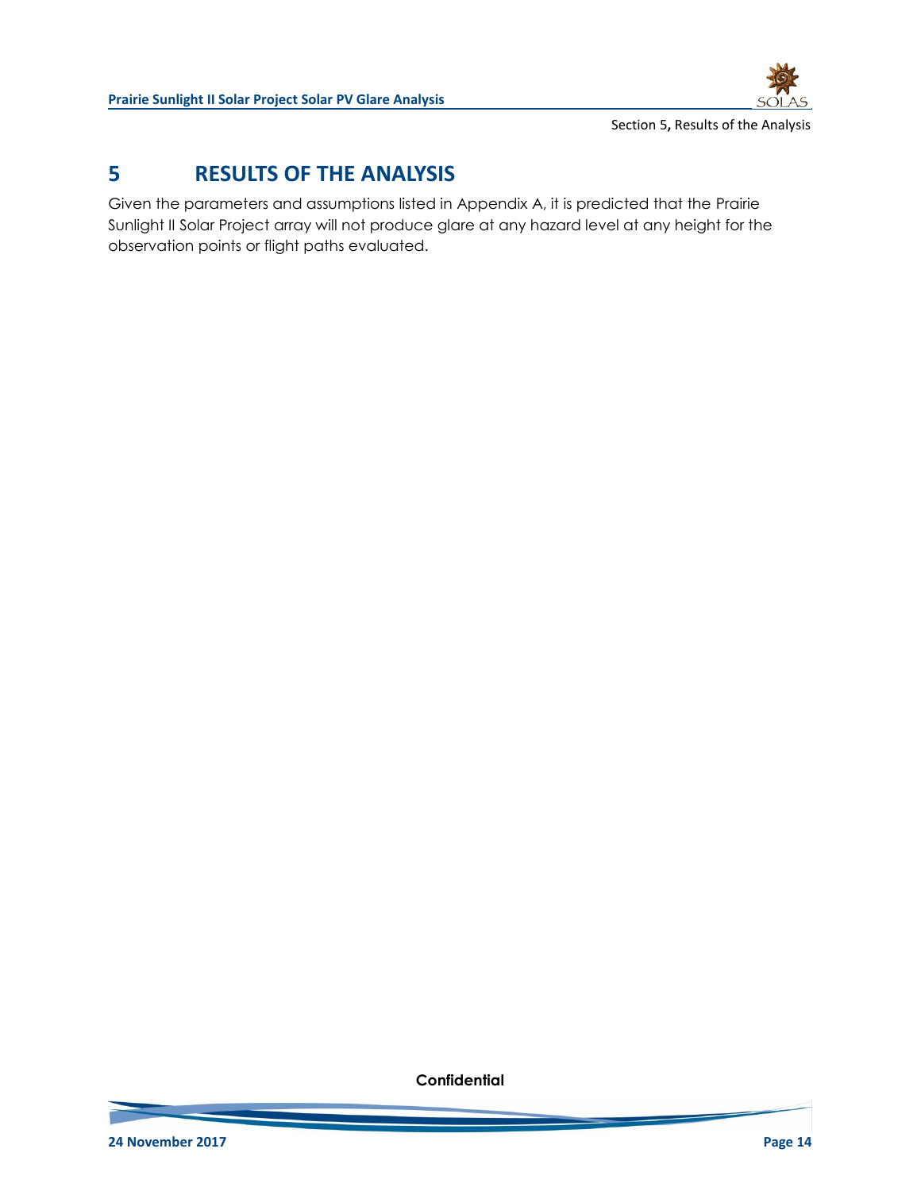# 5 RESULTS OF THE ANALYSIS

Given the parameters and assumptions listed in Appendix A, it is predicted that the Prairie Sunlight II Solar Project array will not produce glare at any hazard level at any height for the observation points or flight paths evaluated.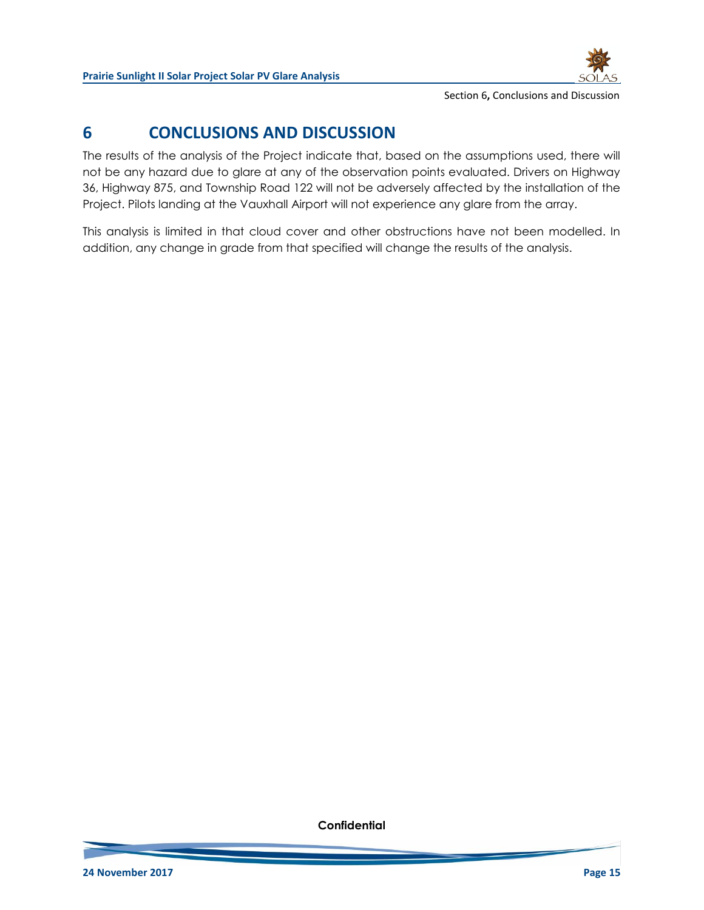# 6 CONCLUSIONS AND DISCUSSION

The results of the analysis of the Project indicate that, based on the assumptions used, there will not be any hazard due to glare at any of the observation points evaluated. Drivers on Highway 36, Highway 875, and Township Road 122 will not be adversely affected by the installation of the Project. Pilots landing at the Vauxhall Airport will not experience any glare from the array.

This analysis is limited in that cloud cover and other obstructions have not been modelled. In addition, any change in grade from that specified will change the results of the analysis.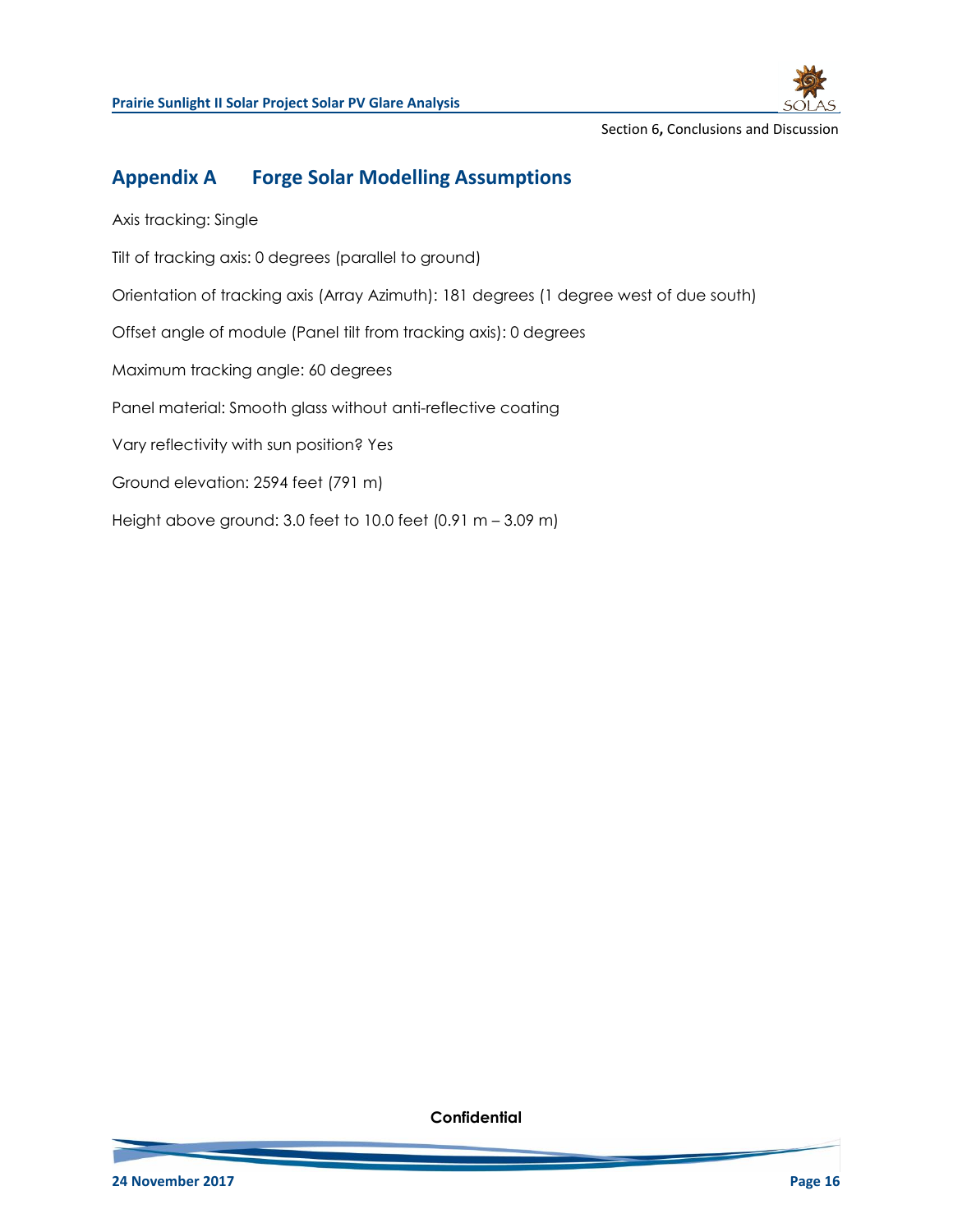# Appendix A Forge Solar Modelling Assumptions

Axis tracking: Single

Tilt of tracking axis: 0 degrees (parallel to ground)

Orientation of tracking axis (Array Azimuth): 181 degrees (1 degree west of due south)

Offset angle of module (Panel tilt from tracking axis): 0 degrees

Maximum tracking angle: 60 degrees

Panel material: Smooth glass without anti-reflective coating

Vary reflectivity with sun position? Yes

Ground elevation: 2594 feet (791 m)

Height above ground: 3.0 feet to 10.0 feet (0.91 m – 3.09 m)